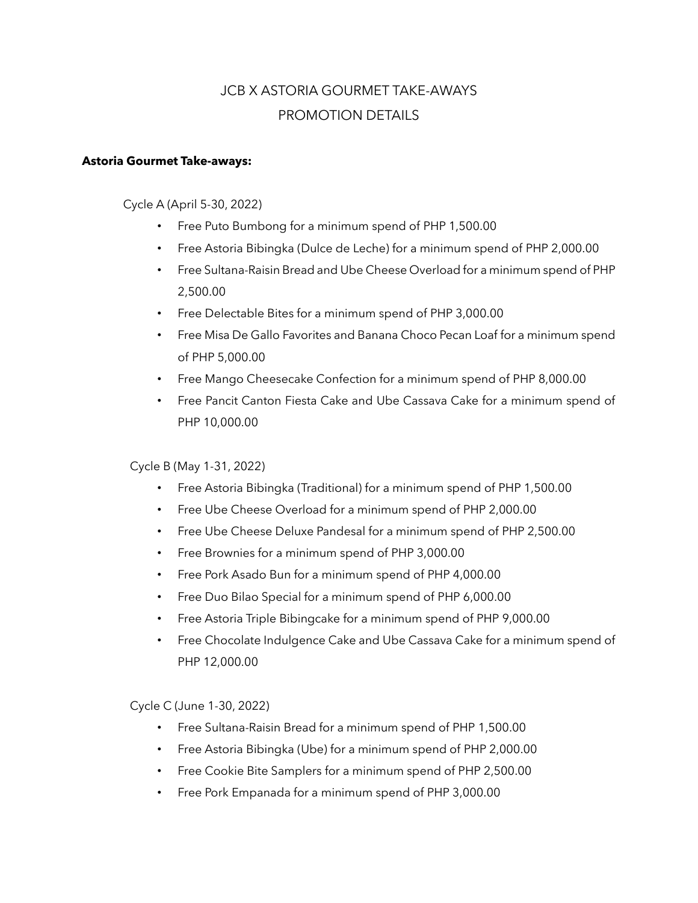# JCB X ASTORIA GOURMET TAKE-AWAYS
# PROMOTION DETAILS

**Astoria Gourmet Take-aways:**

Cycle A (April 5-30, 2022)

- Free Puto Bumbong for a minimum spend of PHP 1,500.00
- Free Astoria Bibingka (Dulce de Leche) for a minimum spend of PHP 2,000.00
- Free Sultana-Raisin Bread and Ube Cheese Overload for a minimum spend of PHP 2,500.00
- Free Delectable Bites for a minimum spend of PHP 3,000.00
- Free Misa De Gallo Favorites and Banana Choco Pecan Loaf for a minimum spend of PHP 5,000.00
- Free Mango Cheesecake Confection for a minimum spend of PHP 8,000.00
- Free Pancit Canton Fiesta Cake and Ube Cassava Cake for a minimum spend of PHP 10,000.00

Cycle B (May 1-31, 2022)

- Free Astoria Bibingka (Traditional) for a minimum spend of PHP 1,500.00
- Free Ube Cheese Overload for a minimum spend of PHP 2,000.00
- Free Ube Cheese Deluxe Pandesal for a minimum spend of PHP 2,500.00
- Free Brownies for a minimum spend of PHP 3,000.00
- Free Pork Asado Bun for a minimum spend of PHP 4,000.00
- Free Duo Bilao Special for a minimum spend of PHP 6,000.00
- Free Astoria Triple Bibingcake for a minimum spend of PHP 9,000.00
- Free Chocolate Indulgence Cake and Ube Cassava Cake for a minimum spend of PHP 12,000.00

Cycle C (June 1-30, 2022)

- Free Sultana-Raisin Bread for a minimum spend of PHP 1,500.00
- Free Astoria Bibingka (Ube) for a minimum spend of PHP 2,000.00
- Free Cookie Bite Samplers for a minimum spend of PHP 2,500.00
- Free Pork Empanada for a minimum spend of PHP 3,000.00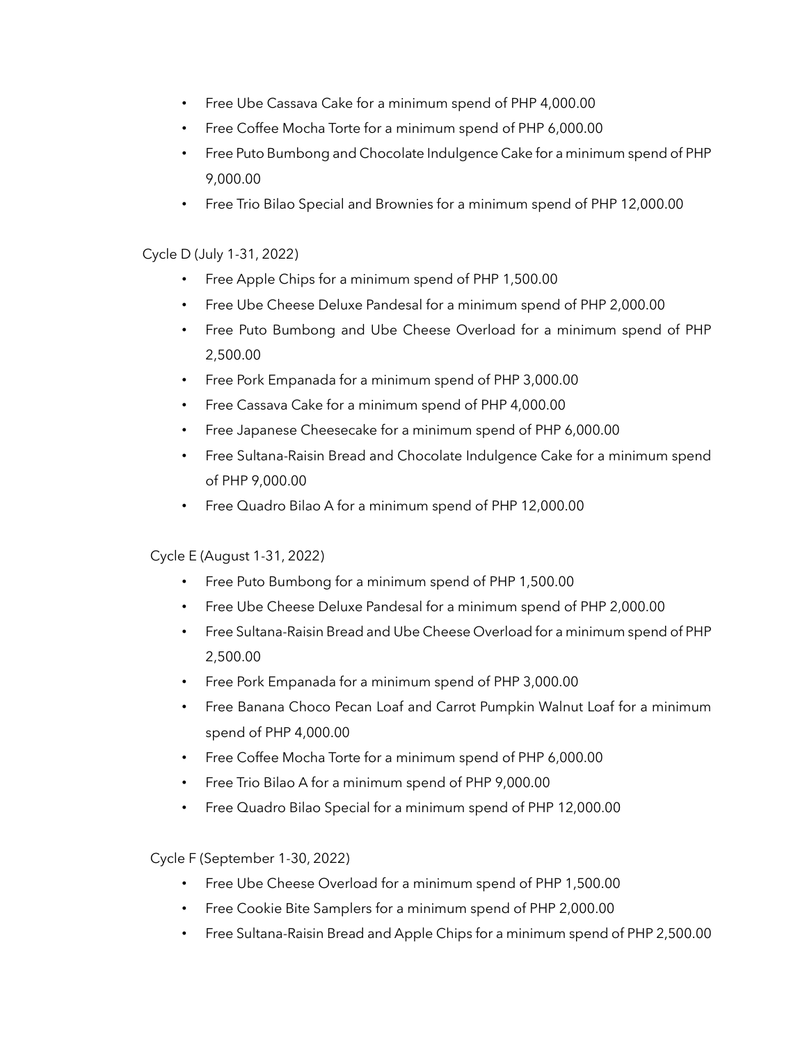- Free Ube Cassava Cake for a minimum spend of PHP 4,000.00
- Free Coffee Mocha Torte for a minimum spend of PHP 6,000.00
- Free Puto Bumbong and Chocolate Indulgence Cake for a minimum spend of PHP 9,000.00
- Free Trio Bilao Special and Brownies for a minimum spend of PHP 12,000.00

Cycle D (July 1-31, 2022)

- Free Apple Chips for a minimum spend of PHP 1,500.00
- Free Ube Cheese Deluxe Pandesal for a minimum spend of PHP 2,000.00
- Free Puto Bumbong and Ube Cheese Overload for a minimum spend of PHP 2,500.00
- Free Pork Empanada for a minimum spend of PHP 3,000.00
- Free Cassava Cake for a minimum spend of PHP 4,000.00
- Free Japanese Cheesecake for a minimum spend of PHP 6,000.00
- Free Sultana-Raisin Bread and Chocolate Indulgence Cake for a minimum spend of PHP 9,000.00
- Free Quadro Bilao A for a minimum spend of PHP 12,000.00

Cycle E (August 1-31, 2022)

- Free Puto Bumbong for a minimum spend of PHP 1,500.00
- Free Ube Cheese Deluxe Pandesal for a minimum spend of PHP 2,000.00
- Free Sultana-Raisin Bread and Ube Cheese Overload for a minimum spend of PHP 2,500.00
- Free Pork Empanada for a minimum spend of PHP 3,000.00
- Free Banana Choco Pecan Loaf and Carrot Pumpkin Walnut Loaf for a minimum spend of PHP 4,000.00
- Free Coffee Mocha Torte for a minimum spend of PHP 6,000.00
- Free Trio Bilao A for a minimum spend of PHP 9,000.00
- Free Quadro Bilao Special for a minimum spend of PHP 12,000.00

Cycle F (September 1-30, 2022)

- Free Ube Cheese Overload for a minimum spend of PHP 1,500.00
- Free Cookie Bite Samplers for a minimum spend of PHP 2,000.00
- Free Sultana-Raisin Bread and Apple Chips for a minimum spend of PHP 2,500.00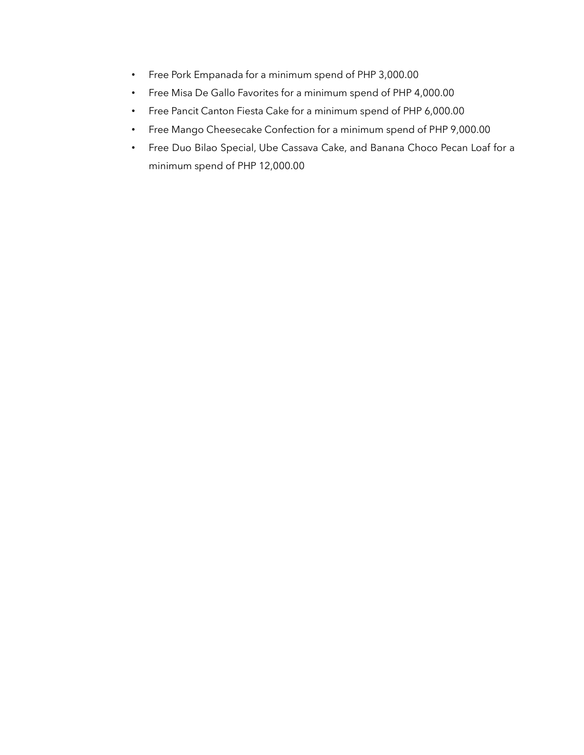- Free Pork Empanada for a minimum spend of PHP 3,000.00
- Free Misa De Gallo Favorites for a minimum spend of PHP 4,000.00
- Free Pancit Canton Fiesta Cake for a minimum spend of PHP 6,000.00
- Free Mango Cheesecake Confection for a minimum spend of PHP 9,000.00
- Free Duo Bilao Special, Ube Cassava Cake, and Banana Choco Pecan Loaf for a minimum spend of PHP 12,000.00